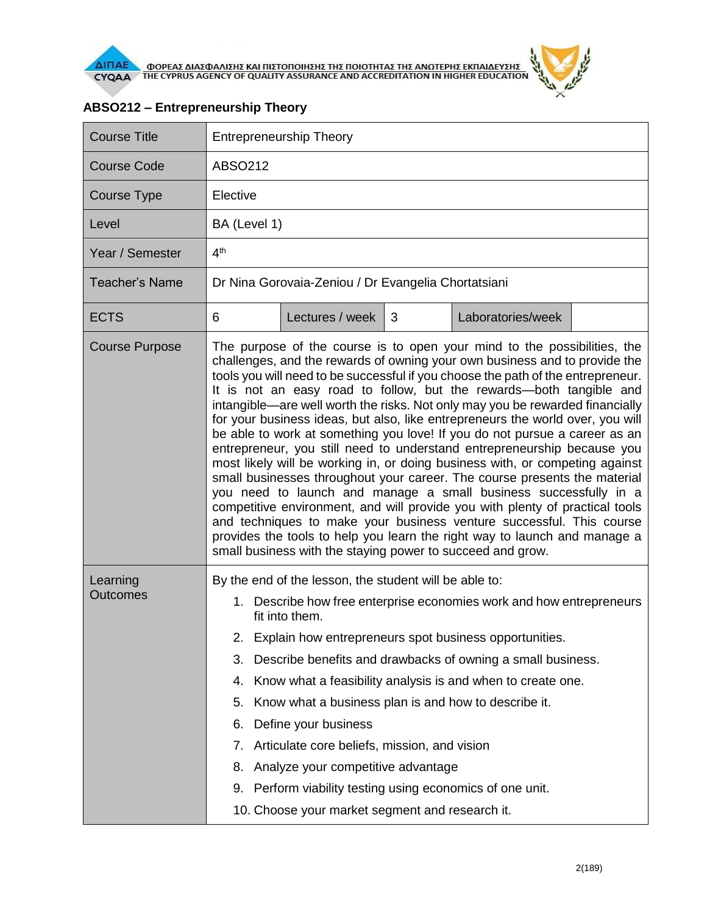## ABSO212 – Entrepreneurship Theory

| Course Title | Entrepreneurship Theory | | | | |
|---|---|---|---|---|---|
| Course Code | ABSO212 | | | | |
| Course Type | Elective | | | | |
| Level | BA (Level 1) | | | | |
| Year / Semester | 4th | | | | |
| Teacher's Name | Dr Nina Gorovaia-Zeniou / Dr Evangelia Chortatsiani | | | | |
| ECTS | 6 | Lectures / week | 3 | Laboratories/week | |
| Course Purpose | The purpose of the course is to open your mind to the possibilities, the challenges, and the rewards of owning your own business and to provide the tools you will need to be successful if you choose the path of the entrepreneur. It is not an easy road to follow, but the rewards—both tangible and intangible—are well worth the risks. Not only may you be rewarded financially for your business ideas, but also, like entrepreneurs the world over, you will be able to work at something you love! If you do not pursue a career as an entrepreneur, you still need to understand entrepreneurship because you most likely will be working in, or doing business with, or competing against small businesses throughout your career. The course presents the material you need to launch and manage a small business successfully in a competitive environment, and will provide you with plenty of practical tools and techniques to make your business venture successful. This course provides the tools to help you learn the right way to launch and manage a small business with the staying power to succeed and grow. | | | | |
| Learning Outcomes | By the end of the lesson, the student will be able to:<br>1. Describe how free enterprise economies work and how entrepreneurs fit into them.<br>2. Explain how entrepreneurs spot business opportunities.<br>3. Describe benefits and drawbacks of owning a small business.<br>4. Know what a feasibility analysis is and when to create one.<br>5. Know what a business plan is and how to describe it.<br>6. Define your business<br>7. Articulate core beliefs, mission, and vision<br>8. Analyze your competitive advantage<br>9. Perform viability testing using economics of one unit.<br>10. Choose your market segment and research it. | | | | |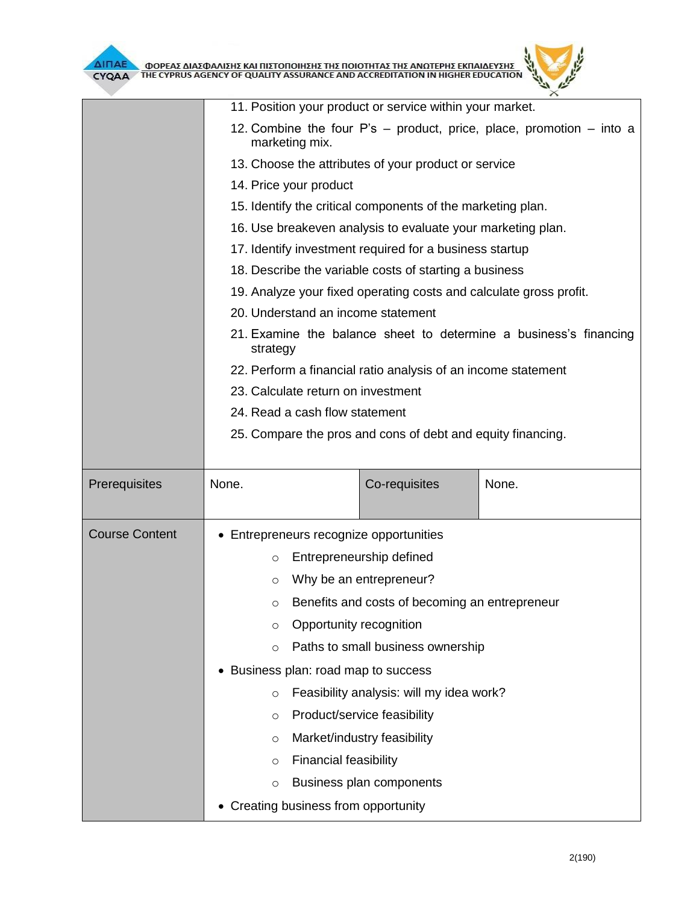|  |  |  |  |
|---|---|---|---|
|  | 11. Position your product or service within your market.<br>12. Combine the four P's – product, price, place, promotion – into a marketing mix.<br>13. Choose the attributes of your product or service<br>14. Price your product<br>15. Identify the critical components of the marketing plan.<br>16. Use breakeven analysis to evaluate your marketing plan.<br>17. Identify investment required for a business startup<br>18. Describe the variable costs of starting a business<br>19. Analyze your fixed operating costs and calculate gross profit.<br>20. Understand an income statement<br>21. Examine the balance sheet to determine a business's financing strategy<br>22. Perform a financial ratio analysis of an income statement<br>23. Calculate return on investment<br>24. Read a cash flow statement<br>25. Compare the pros and cons of debt and equity financing. | | |
| Prerequisites | None. | Co-requisites | None. |
| Course Content | • Entrepreneurs recognize opportunities<br>  ○ Entrepreneurship defined<br>  ○ Why be an entrepreneur?<br>  ○ Benefits and costs of becoming an entrepreneur<br>  ○ Opportunity recognition<br>  ○ Paths to small business ownership<br>• Business plan: road map to success<br>  ○ Feasibility analysis: will my idea work?<br>  ○ Product/service feasibility<br>  ○ Market/industry feasibility<br>  ○ Financial feasibility<br>  ○ Business plan components<br>• Creating business from opportunity | | |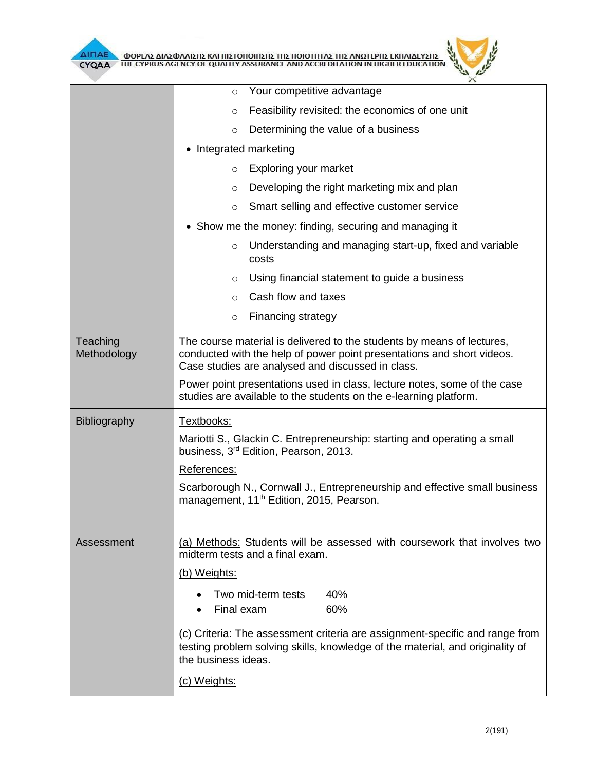| | |
|---|---|
| | ◦ Your competitive advantage<br>◦ Feasibility revisited: the economics of one unit<br>◦ Determining the value of a business<br>• Integrated marketing<br>◦ Exploring your market<br>◦ Developing the right marketing mix and plan<br>◦ Smart selling and effective customer service<br>• Show me the money: finding, securing and managing it<br>◦ Understanding and managing start-up, fixed and variable costs<br>◦ Using financial statement to guide a business<br>◦ Cash flow and taxes<br>◦ Financing strategy |
| Teaching Methodology | The course material is delivered to the students by means of lectures, conducted with the help of power point presentations and short videos. Case studies are analysed and discussed in class.<br>Power point presentations used in class, lecture notes, some of the case studies are available to the students on the e-learning platform. |
| Bibliography | <u>Textbooks:</u><br>Mariotti S., Glackin C. Entrepreneurship: starting and operating a small business, 3rd Edition, Pearson, 2013.<br><u>References:</u><br>Scarborough N., Cornwall J., Entrepreneurship and effective small business management, 11th Edition, 2015, Pearson. |
| Assessment | <u>(a) Methods:</u> Students will be assessed with coursework that involves two midterm tests and a final exam.<br><u>(b) Weights:</u><br>• Two mid-term tests 40%<br>• Final exam 60%<br><u>(c) Criteria</u>: The assessment criteria are assignment-specific and range from testing problem solving skills, knowledge of the material, and originality of the business ideas.<br><u>(c) Weights:</u> |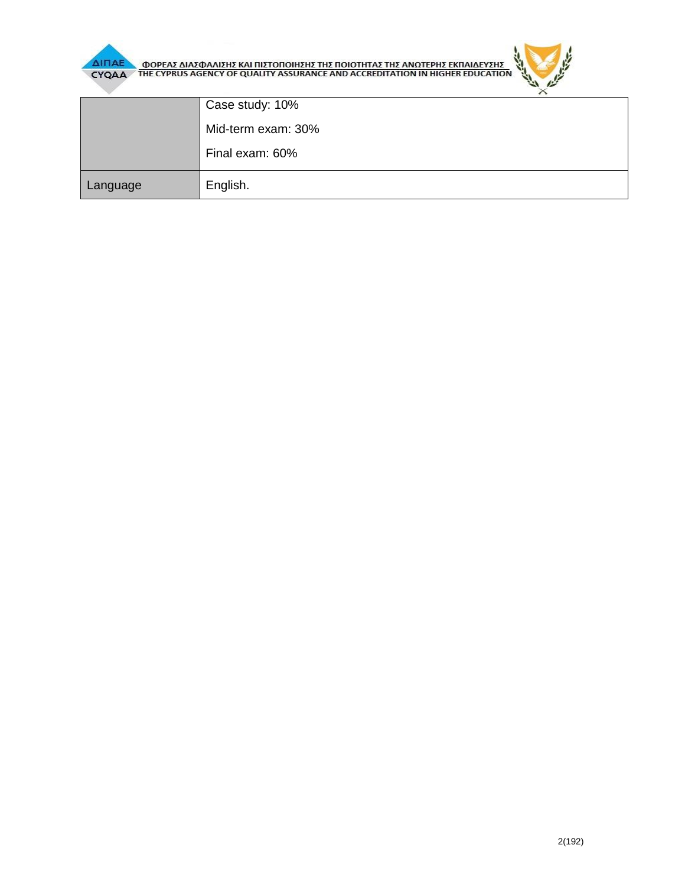| | |
|---|---|
| | Case study: 10%<br>Mid-term exam: 30%<br>Final exam: 60% |
| Language | English. |